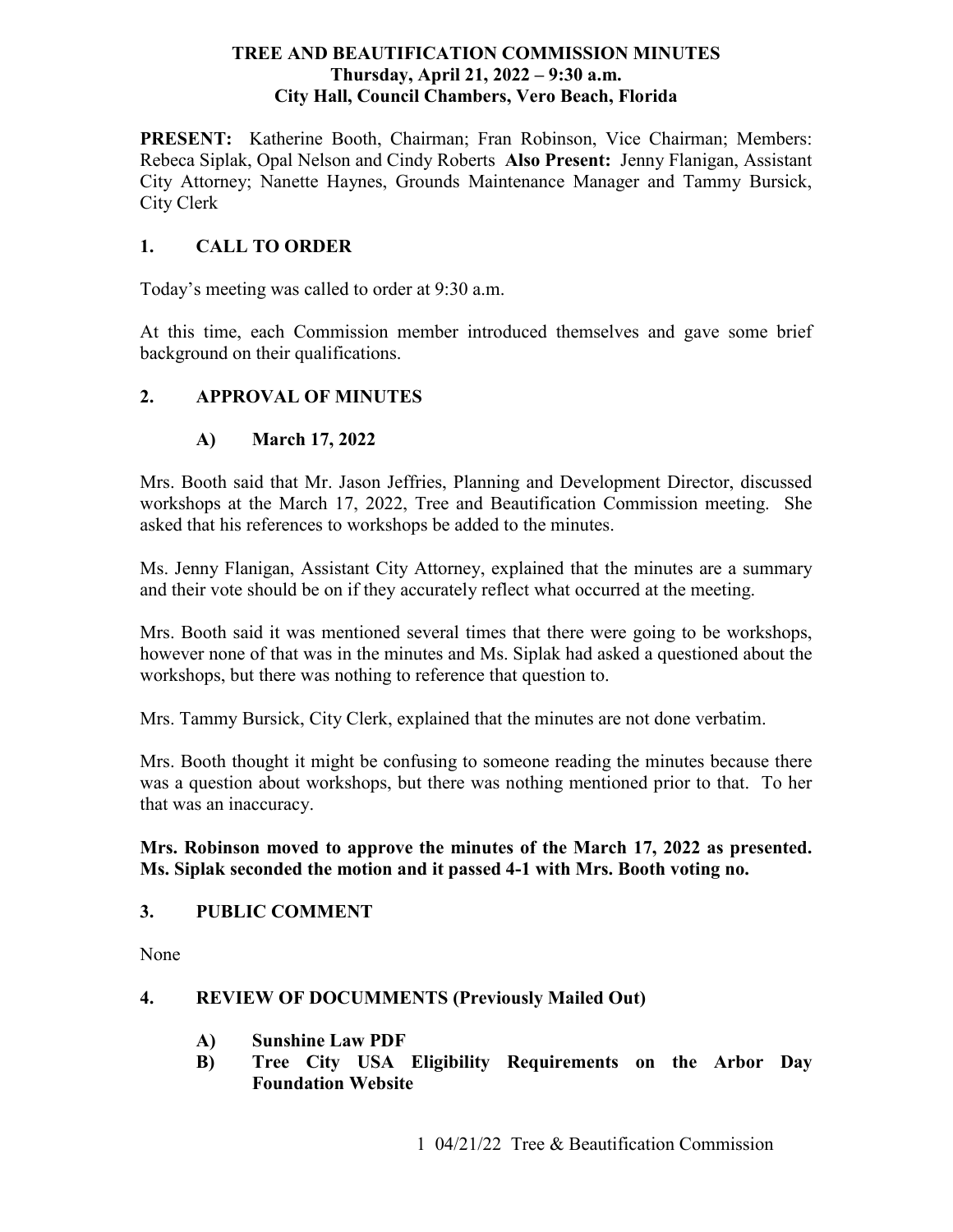# TREE AND BEAUTIFICATION COMMISSION MINUTES
**Thursday, April 21, 2022 – 9:30 a.m.**
**City Hall, Council Chambers, Vero Beach, Florida**

**PRESENT:** Katherine Booth, Chairman; Fran Robinson, Vice Chairman; Members: Rebeca Siplak, Opal Nelson and Cindy Roberts **Also Present:** Jenny Flanigan, Assistant City Attorney; Nanette Haynes, Grounds Maintenance Manager and Tammy Bursick, City Clerk

## 1. CALL TO ORDER

Today's meeting was called to order at 9:30 a.m.

At this time, each Commission member introduced themselves and gave some brief background on their qualifications.

## 2. APPROVAL OF MINUTES

### A) March 17, 2022

Mrs. Booth said that Mr. Jason Jeffries, Planning and Development Director, discussed workshops at the March 17, 2022, Tree and Beautification Commission meeting. She asked that his references to workshops be added to the minutes.

Ms. Jenny Flanigan, Assistant City Attorney, explained that the minutes are a summary and their vote should be on if they accurately reflect what occurred at the meeting.

Mrs. Booth said it was mentioned several times that there were going to be workshops, however none of that was in the minutes and Ms. Siplak had asked a questioned about the workshops, but there was nothing to reference that question to.

Mrs. Tammy Bursick, City Clerk, explained that the minutes are not done verbatim.

Mrs. Booth thought it might be confusing to someone reading the minutes because there was a question about workshops, but there was nothing mentioned prior to that. To her that was an inaccuracy.

**Mrs. Robinson moved to approve the minutes of the March 17, 2022 as presented. Ms. Siplak seconded the motion and it passed 4-1 with Mrs. Booth voting no.**

## 3. PUBLIC COMMENT

None

## 4. REVIEW OF DOCUMMENTS (Previously Mailed Out)

- **A) Sunshine Law PDF**
- **B) Tree City USA Eligibility Requirements on the Arbor Day Foundation Website**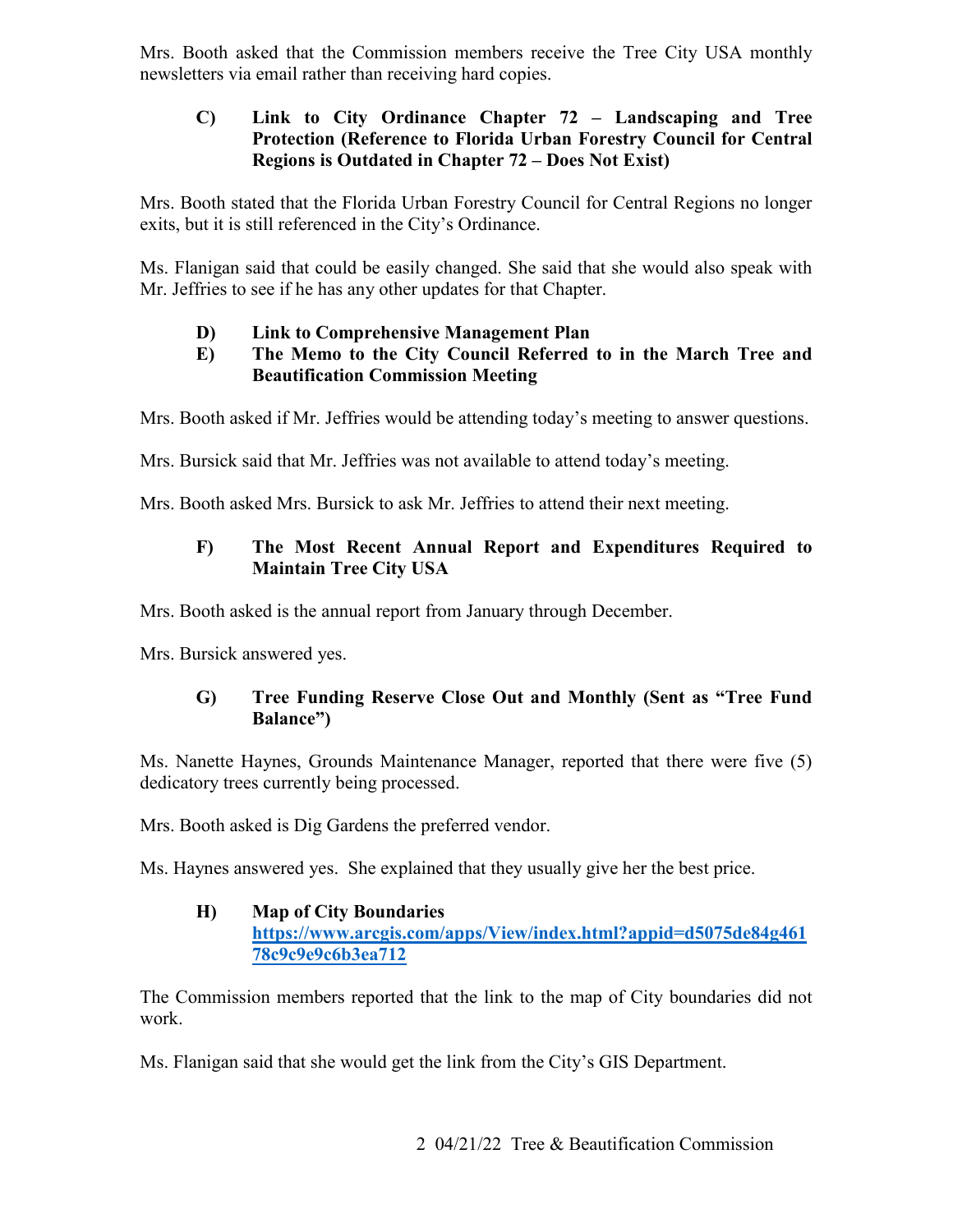Mrs. Booth asked that the Commission members receive the Tree City USA monthly newsletters via email rather than receiving hard copies.

**C) Link to City Ordinance Chapter 72 – Landscaping and Tree Protection (Reference to Florida Urban Forestry Council for Central Regions is Outdated in Chapter 72 – Does Not Exist)**

Mrs. Booth stated that the Florida Urban Forestry Council for Central Regions no longer exits, but it is still referenced in the City's Ordinance.

Ms. Flanigan said that could be easily changed. She said that she would also speak with Mr. Jeffries to see if he has any other updates for that Chapter.

**D) Link to Comprehensive Management Plan**

**E) The Memo to the City Council Referred to in the March Tree and Beautification Commission Meeting**

Mrs. Booth asked if Mr. Jeffries would be attending today's meeting to answer questions.

Mrs. Bursick said that Mr. Jeffries was not available to attend today's meeting.

Mrs. Booth asked Mrs. Bursick to ask Mr. Jeffries to attend their next meeting.

**F) The Most Recent Annual Report and Expenditures Required to Maintain Tree City USA**

Mrs. Booth asked is the annual report from January through December.

Mrs. Bursick answered yes.

**G) Tree Funding Reserve Close Out and Monthly (Sent as "Tree Fund Balance")**

Ms. Nanette Haynes, Grounds Maintenance Manager, reported that there were five (5) dedicatory trees currently being processed.

Mrs. Booth asked is Dig Gardens the preferred vendor.

Ms. Haynes answered yes. She explained that they usually give her the best price.

**H) Map of City Boundaries**
**[https://www.arcgis.com/apps/View/index.html?appid=d5075de84g46178c9c9e9c6b3ea712](https://www.arcgis.com/apps/View/index.html?appid=d5075de84g46178c9c9e9c6b3ea712)**

The Commission members reported that the link to the map of City boundaries did not work.

Ms. Flanigan said that she would get the link from the City's GIS Department.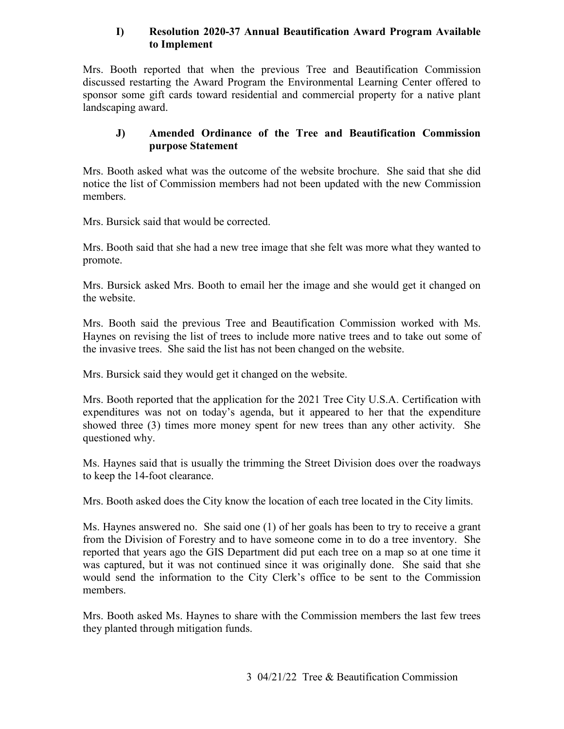### I) Resolution 2020-37 Annual Beautification Award Program Available to Implement

Mrs. Booth reported that when the previous Tree and Beautification Commission discussed restarting the Award Program the Environmental Learning Center offered to sponsor some gift cards toward residential and commercial property for a native plant landscaping award.

### J) Amended Ordinance of the Tree and Beautification Commission purpose Statement

Mrs. Booth asked what was the outcome of the website brochure. She said that she did notice the list of Commission members had not been updated with the new Commission members.

Mrs. Bursick said that would be corrected.

Mrs. Booth said that she had a new tree image that she felt was more what they wanted to promote.

Mrs. Bursick asked Mrs. Booth to email her the image and she would get it changed on the website.

Mrs. Booth said the previous Tree and Beautification Commission worked with Ms. Haynes on revising the list of trees to include more native trees and to take out some of the invasive trees. She said the list has not been changed on the website.

Mrs. Bursick said they would get it changed on the website.

Mrs. Booth reported that the application for the 2021 Tree City U.S.A. Certification with expenditures was not on today's agenda, but it appeared to her that the expenditure showed three (3) times more money spent for new trees than any other activity. She questioned why.

Ms. Haynes said that is usually the trimming the Street Division does over the roadways to keep the 14-foot clearance.

Mrs. Booth asked does the City know the location of each tree located in the City limits.

Ms. Haynes answered no. She said one (1) of her goals has been to try to receive a grant from the Division of Forestry and to have someone come in to do a tree inventory. She reported that years ago the GIS Department did put each tree on a map so at one time it was captured, but it was not continued since it was originally done. She said that she would send the information to the City Clerk's office to be sent to the Commission members.

Mrs. Booth asked Ms. Haynes to share with the Commission members the last few trees they planted through mitigation funds.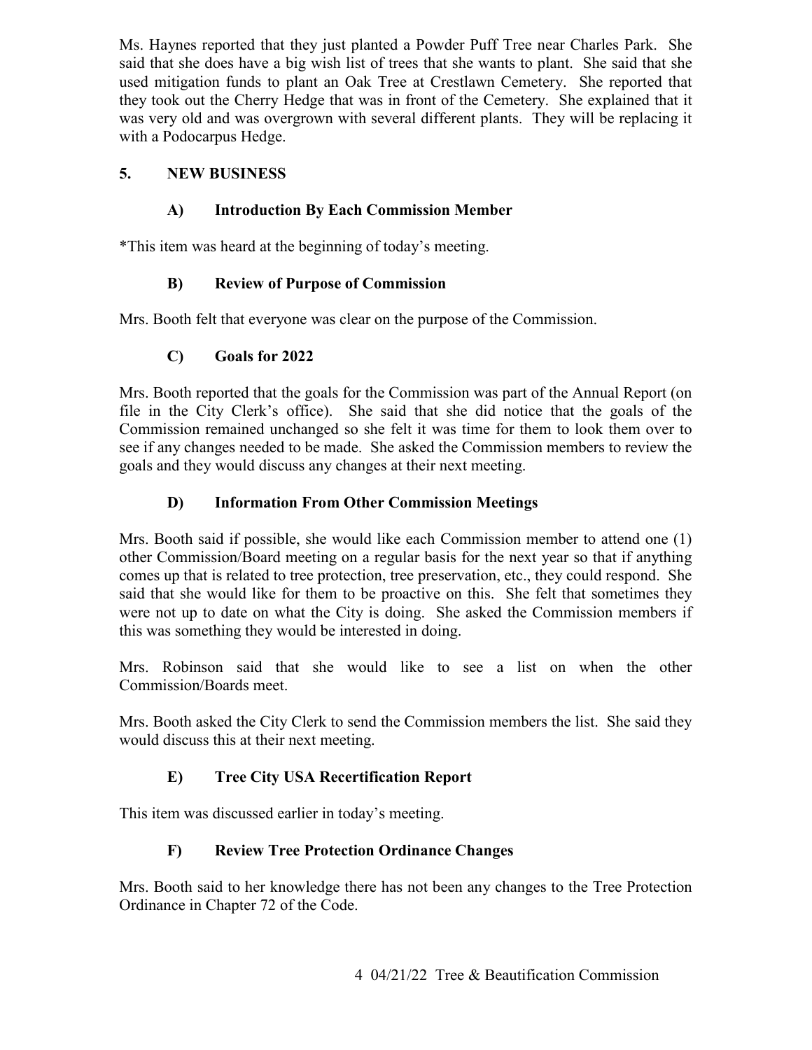Ms. Haynes reported that they just planted a Powder Puff Tree near Charles Park. She said that she does have a big wish list of trees that she wants to plant. She said that she used mitigation funds to plant an Oak Tree at Crestlawn Cemetery. She reported that they took out the Cherry Hedge that was in front of the Cemetery. She explained that it was very old and was overgrown with several different plants. They will be replacing it with a Podocarpus Hedge.

## 5. NEW BUSINESS

### A) Introduction By Each Commission Member

*This item was heard at the beginning of today's meeting.

### B) Review of Purpose of Commission

Mrs. Booth felt that everyone was clear on the purpose of the Commission.

### C) Goals for 2022

Mrs. Booth reported that the goals for the Commission was part of the Annual Report (on file in the City Clerk's office). She said that she did notice that the goals of the Commission remained unchanged so she felt it was time for them to look them over to see if any changes needed to be made. She asked the Commission members to review the goals and they would discuss any changes at their next meeting.

### D) Information From Other Commission Meetings

Mrs. Booth said if possible, she would like each Commission member to attend one (1) other Commission/Board meeting on a regular basis for the next year so that if anything comes up that is related to tree protection, tree preservation, etc., they could respond. She said that she would like for them to be proactive on this. She felt that sometimes they were not up to date on what the City is doing. She asked the Commission members if this was something they would be interested in doing.

Mrs. Robinson said that she would like to see a list on when the other Commission/Boards meet.

Mrs. Booth asked the City Clerk to send the Commission members the list. She said they would discuss this at their next meeting.

### E) Tree City USA Recertification Report

This item was discussed earlier in today's meeting.

### F) Review Tree Protection Ordinance Changes

Mrs. Booth said to her knowledge there has not been any changes to the Tree Protection Ordinance in Chapter 72 of the Code.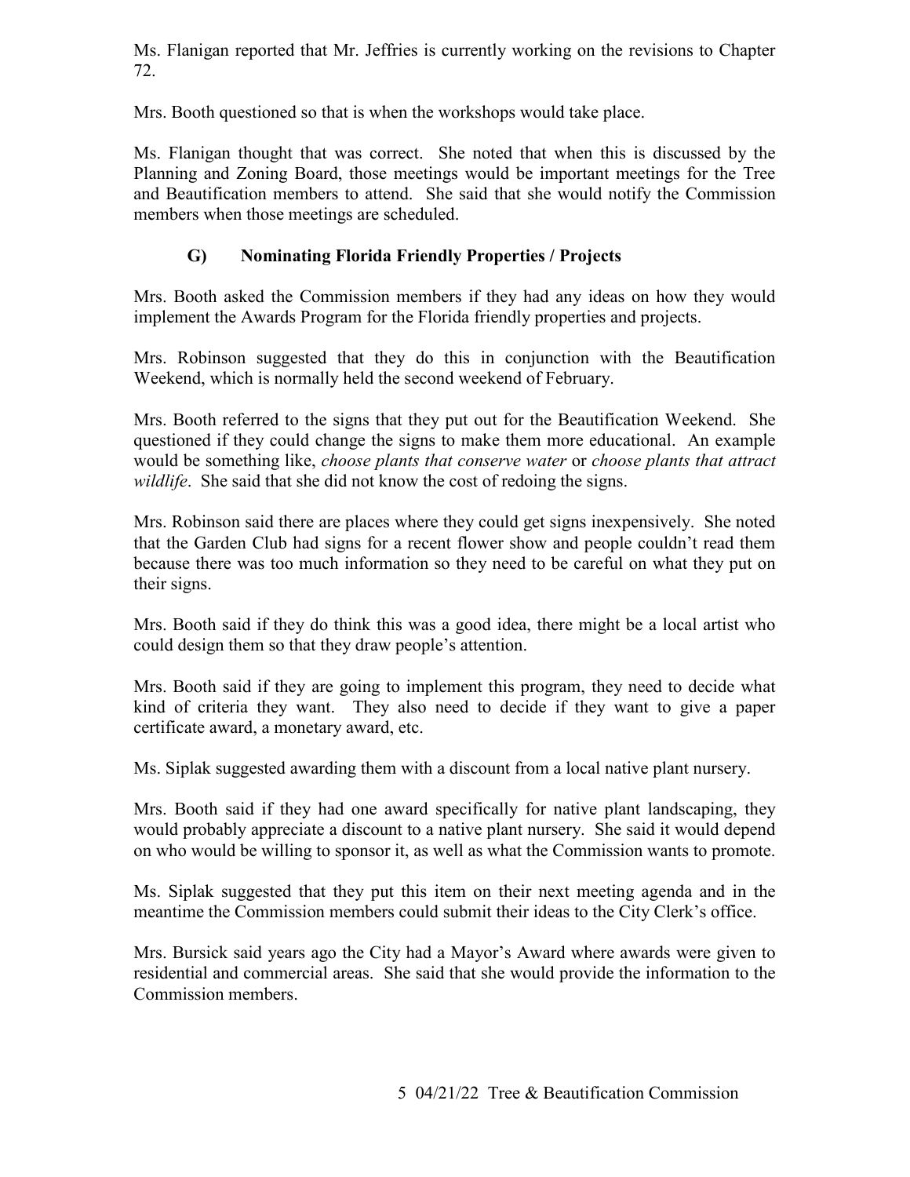Ms. Flanigan reported that Mr. Jeffries is currently working on the revisions to Chapter 72.

Mrs. Booth questioned so that is when the workshops would take place.

Ms. Flanigan thought that was correct. She noted that when this is discussed by the Planning and Zoning Board, those meetings would be important meetings for the Tree and Beautification members to attend. She said that she would notify the Commission members when those meetings are scheduled.

### G) Nominating Florida Friendly Properties / Projects

Mrs. Booth asked the Commission members if they had any ideas on how they would implement the Awards Program for the Florida friendly properties and projects.

Mrs. Robinson suggested that they do this in conjunction with the Beautification Weekend, which is normally held the second weekend of February.

Mrs. Booth referred to the signs that they put out for the Beautification Weekend. She questioned if they could change the signs to make them more educational. An example would be something like, *choose plants that conserve water* or *choose plants that attract wildlife*. She said that she did not know the cost of redoing the signs.

Mrs. Robinson said there are places where they could get signs inexpensively. She noted that the Garden Club had signs for a recent flower show and people couldn't read them because there was too much information so they need to be careful on what they put on their signs.

Mrs. Booth said if they do think this was a good idea, there might be a local artist who could design them so that they draw people's attention.

Mrs. Booth said if they are going to implement this program, they need to decide what kind of criteria they want. They also need to decide if they want to give a paper certificate award, a monetary award, etc.

Ms. Siplak suggested awarding them with a discount from a local native plant nursery.

Mrs. Booth said if they had one award specifically for native plant landscaping, they would probably appreciate a discount to a native plant nursery. She said it would depend on who would be willing to sponsor it, as well as what the Commission wants to promote.

Ms. Siplak suggested that they put this item on their next meeting agenda and in the meantime the Commission members could submit their ideas to the City Clerk's office.

Mrs. Bursick said years ago the City had a Mayor's Award where awards were given to residential and commercial areas. She said that she would provide the information to the Commission members.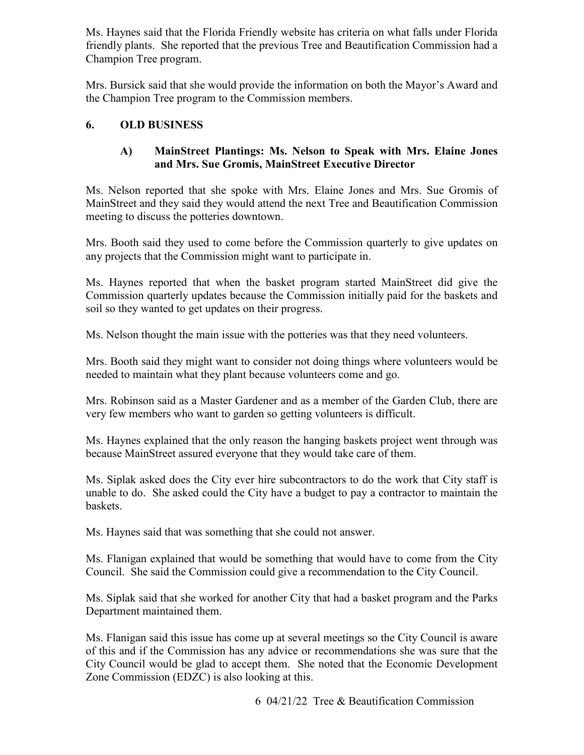Ms. Haynes said that the Florida Friendly website has criteria on what falls under Florida friendly plants. She reported that the previous Tree and Beautification Commission had a Champion Tree program.

Mrs. Bursick said that she would provide the information on both the Mayor's Award and the Champion Tree program to the Commission members.

## 6. OLD BUSINESS

### A) MainStreet Plantings: Ms. Nelson to Speak with Mrs. Elaine Jones and Mrs. Sue Gromis, MainStreet Executive Director

Ms. Nelson reported that she spoke with Mrs. Elaine Jones and Mrs. Sue Gromis of MainStreet and they said they would attend the next Tree and Beautification Commission meeting to discuss the potteries downtown.

Mrs. Booth said they used to come before the Commission quarterly to give updates on any projects that the Commission might want to participate in.

Ms. Haynes reported that when the basket program started MainStreet did give the Commission quarterly updates because the Commission initially paid for the baskets and soil so they wanted to get updates on their progress.

Ms. Nelson thought the main issue with the potteries was that they need volunteers.

Mrs. Booth said they might want to consider not doing things where volunteers would be needed to maintain what they plant because volunteers come and go.

Mrs. Robinson said as a Master Gardener and as a member of the Garden Club, there are very few members who want to garden so getting volunteers is difficult.

Ms. Haynes explained that the only reason the hanging baskets project went through was because MainStreet assured everyone that they would take care of them.

Ms. Siplak asked does the City ever hire subcontractors to do the work that City staff is unable to do. She asked could the City have a budget to pay a contractor to maintain the baskets.

Ms. Haynes said that was something that she could not answer.

Ms. Flanigan explained that would be something that would have to come from the City Council. She said the Commission could give a recommendation to the City Council.

Ms. Siplak said that she worked for another City that had a basket program and the Parks Department maintained them.

Ms. Flanigan said this issue has come up at several meetings so the City Council is aware of this and if the Commission has any advice or recommendations she was sure that the City Council would be glad to accept them. She noted that the Economic Development Zone Commission (EDZC) is also looking at this.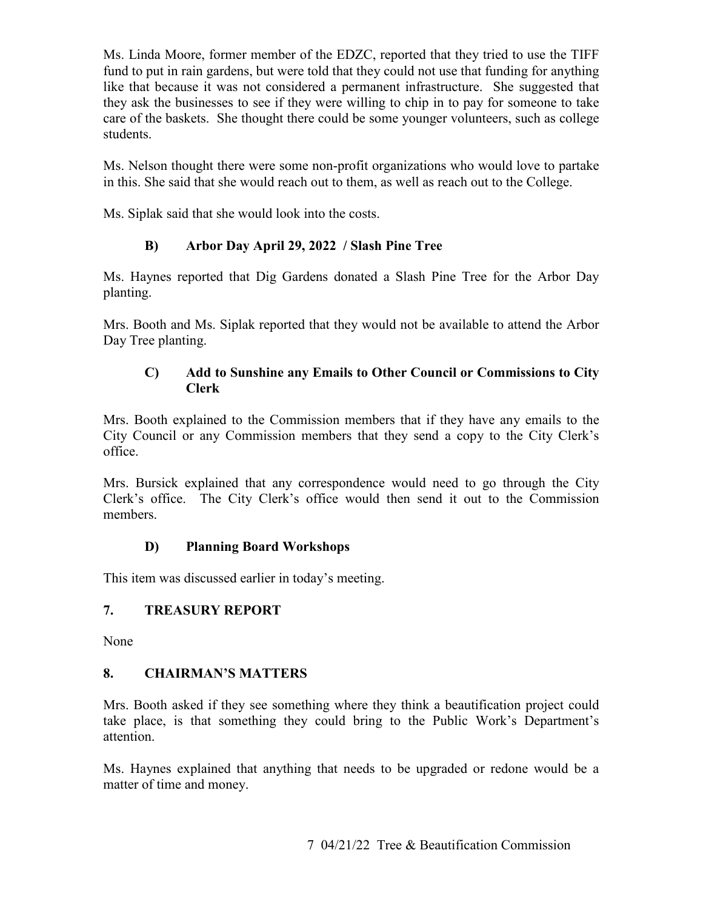Ms. Linda Moore, former member of the EDZC, reported that they tried to use the TIFF fund to put in rain gardens, but were told that they could not use that funding for anything like that because it was not considered a permanent infrastructure. She suggested that they ask the businesses to see if they were willing to chip in to pay for someone to take care of the baskets. She thought there could be some younger volunteers, such as college students.

Ms. Nelson thought there were some non-profit organizations who would love to partake in this. She said that she would reach out to them, as well as reach out to the College.

Ms. Siplak said that she would look into the costs.

### B) Arbor Day April 29, 2022 / Slash Pine Tree

Ms. Haynes reported that Dig Gardens donated a Slash Pine Tree for the Arbor Day planting.

Mrs. Booth and Ms. Siplak reported that they would not be available to attend the Arbor Day Tree planting.

### C) Add to Sunshine any Emails to Other Council or Commissions to City Clerk

Mrs. Booth explained to the Commission members that if they have any emails to the City Council or any Commission members that they send a copy to the City Clerk's office.

Mrs. Bursick explained that any correspondence would need to go through the City Clerk's office. The City Clerk's office would then send it out to the Commission members.

### D) Planning Board Workshops

This item was discussed earlier in today's meeting.

## 7. TREASURY REPORT

None

## 8. CHAIRMAN'S MATTERS

Mrs. Booth asked if they see something where they think a beautification project could take place, is that something they could bring to the Public Work's Department's attention.

Ms. Haynes explained that anything that needs to be upgraded or redone would be a matter of time and money.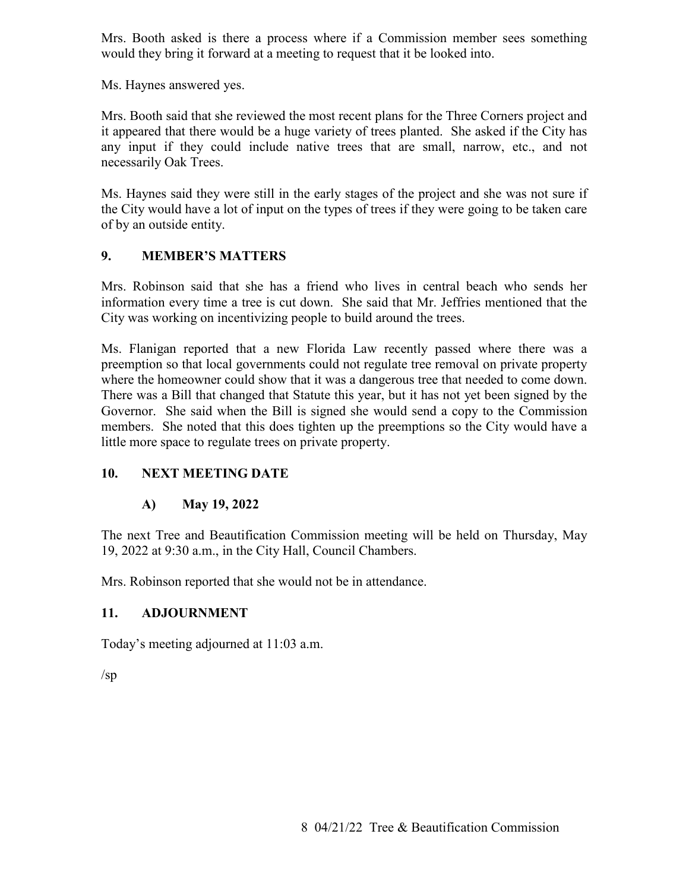Mrs. Booth asked is there a process where if a Commission member sees something would they bring it forward at a meeting to request that it be looked into.

Ms. Haynes answered yes.

Mrs. Booth said that she reviewed the most recent plans for the Three Corners project and it appeared that there would be a huge variety of trees planted. She asked if the City has any input if they could include native trees that are small, narrow, etc., and not necessarily Oak Trees.

Ms. Haynes said they were still in the early stages of the project and she was not sure if the City would have a lot of input on the types of trees if they were going to be taken care of by an outside entity.

## 9. MEMBER'S MATTERS

Mrs. Robinson said that she has a friend who lives in central beach who sends her information every time a tree is cut down. She said that Mr. Jeffries mentioned that the City was working on incentivizing people to build around the trees.

Ms. Flanigan reported that a new Florida Law recently passed where there was a preemption so that local governments could not regulate tree removal on private property where the homeowner could show that it was a dangerous tree that needed to come down. There was a Bill that changed that Statute this year, but it has not yet been signed by the Governor. She said when the Bill is signed she would send a copy to the Commission members. She noted that this does tighten up the preemptions so the City would have a little more space to regulate trees on private property.

## 10. NEXT MEETING DATE

### A) May 19, 2022

The next Tree and Beautification Commission meeting will be held on Thursday, May 19, 2022 at 9:30 a.m., in the City Hall, Council Chambers.

Mrs. Robinson reported that she would not be in attendance.

## 11. ADJOURNMENT

Today's meeting adjourned at 11:03 a.m.

/sp